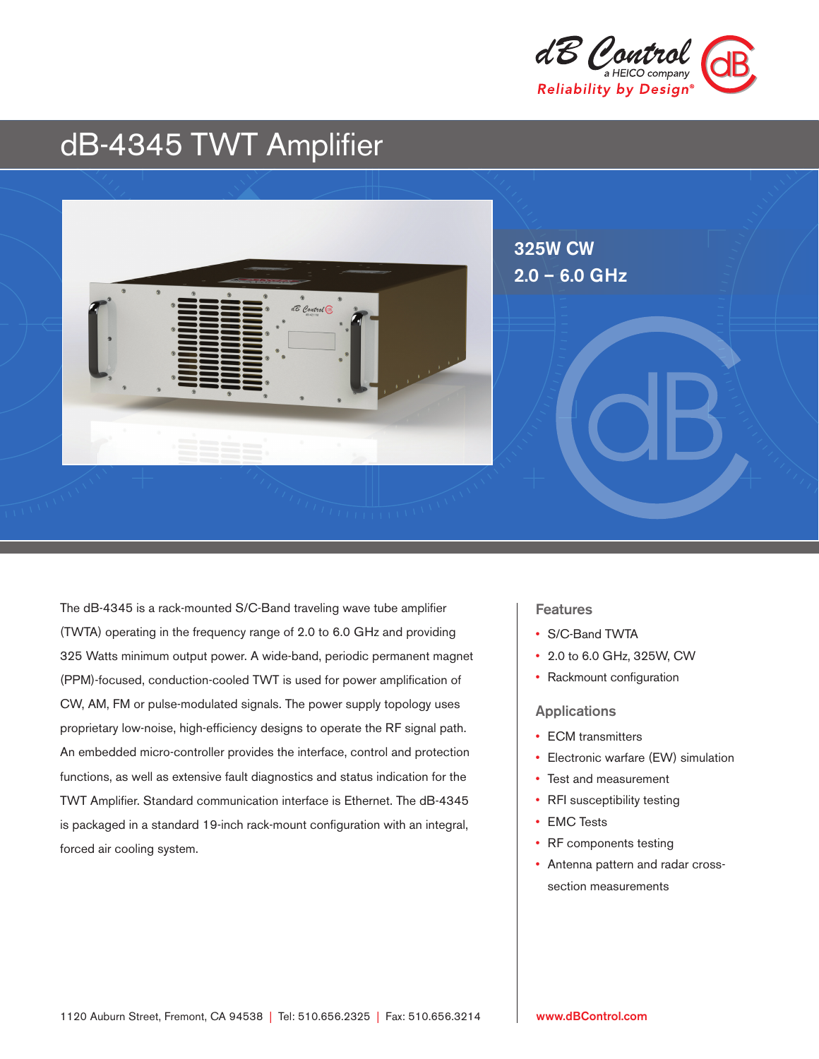# dB-4345 TWT Amplifier

**325W CW**
**2.0 – 6.0 GHz**

The dB-4345 is a rack-mounted S/C-Band traveling wave tube amplifier (TWTA) operating in the frequency range of 2.0 to 6.0 GHz and providing 325 Watts minimum output power. A wide-band, periodic permanent magnet (PPM)-focused, conduction-cooled TWT is used for power amplification of CW, AM, FM or pulse-modulated signals. The power supply topology uses proprietary low-noise, high-efficiency designs to operate the RF signal path. An embedded micro-controller provides the interface, control and protection functions, as well as extensive fault diagnostics and status indication for the TWT Amplifier. Standard communication interface is Ethernet. The dB-4345 is packaged in a standard 19-inch rack-mount configuration with an integral, forced air cooling system.

## Features

- S/C-Band TWTA
- 2.0 to 6.0 GHz, 325W, CW
- Rackmount configuration

## Applications

- ECM transmitters
- Electronic warfare (EW) simulation
- Test and measurement
- RFI susceptibility testing
- EMC Tests
- RF components testing
- Antenna pattern and radar cross-section measurements

1120 Auburn Street, Fremont, CA 94538 | Tel: 510.656.2325 | Fax: 510.656.3214

www.dBControl.com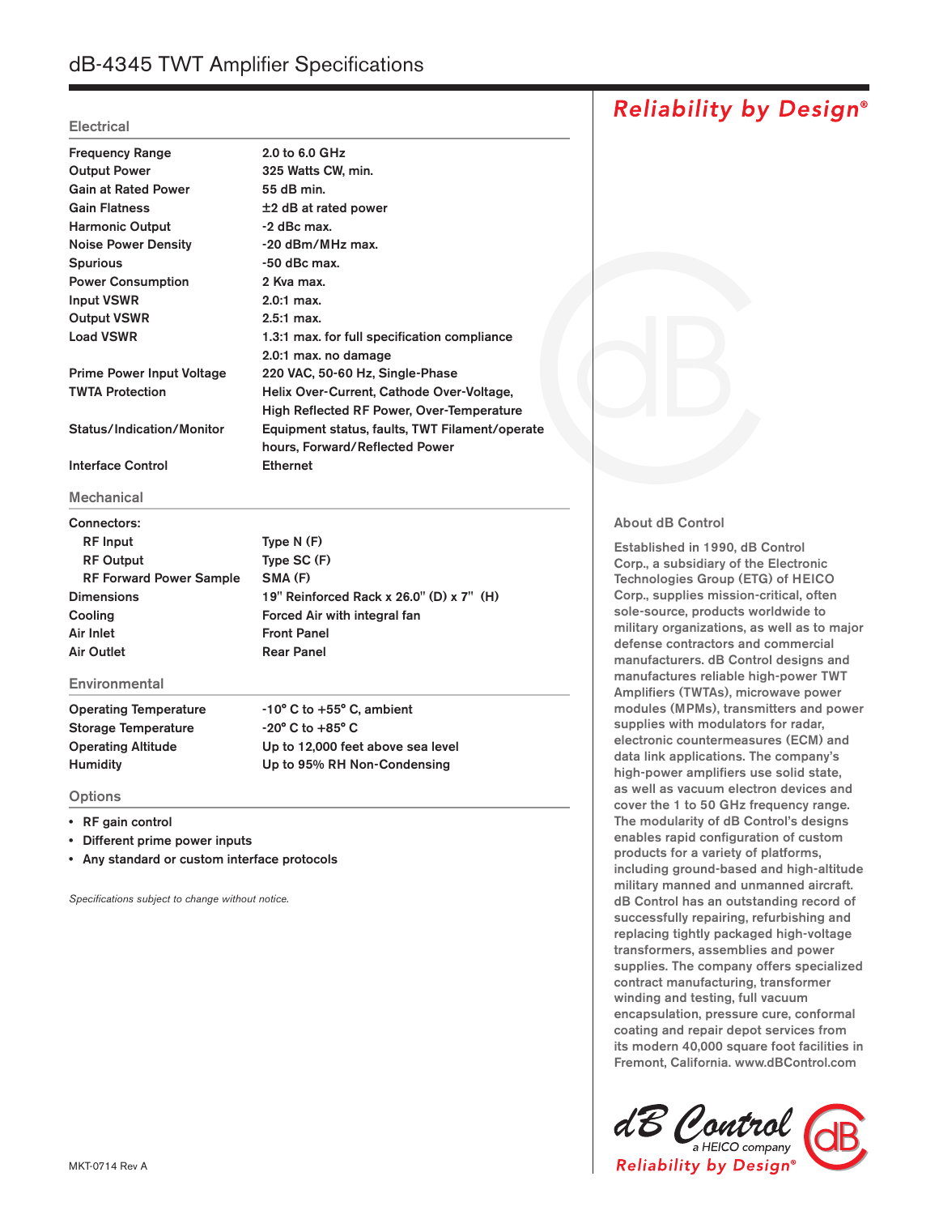# dB-4345 TWT Amplifier Specifications

## Electrical

| | |
|---|---|
| Frequency Range | 2.0 to 6.0 GHz |
| Output Power | 325 Watts CW, min. |
| Gain at Rated Power | 55 dB min. |
| Gain Flatness | ±2 dB at rated power |
| Harmonic Output | -2 dBc max. |
| Noise Power Density | -20 dBm/MHz max. |
| Spurious | -50 dBc max. |
| Power Consumption | 2 Kva max. |
| Input VSWR | 2.0:1 max. |
| Output VSWR | 2.5:1 max. |
| Load VSWR | 1.3:1 max. for full specification compliance<br>2.0:1 max. no damage |
| Prime Power Input Voltage | 220 VAC, 50-60 Hz, Single-Phase |
| TWTA Protection | Helix Over-Current, Cathode Over-Voltage, High Reflected RF Power, Over-Temperature |
| Status/Indication/Monitor | Equipment status, faults, TWT Filament/operate hours, Forward/Reflected Power |
| Interface Control | Ethernet |

## Mechanical

| | |
|---|---|
| Connectors: | |
| RF Input | Type N (F) |
| RF Output | Type SC (F) |
| RF Forward Power Sample | SMA (F) |
| Dimensions | 19" Reinforced Rack x 26.0" (D) x 7" (H) |
| Cooling | Forced Air with integral fan |
| Air Inlet | Front Panel |
| Air Outlet | Rear Panel |

## Environmental

| | |
|---|---|
| Operating Temperature | -10° C to +55° C, ambient |
| Storage Temperature | -20° C to +85° C |
| Operating Altitude | Up to 12,000 feet above sea level |
| Humidity | Up to 95% RH Non-Condensing |

## Options

- RF gain control
- Different prime power inputs
- Any standard or custom interface protocols

*Specifications subject to change without notice.*

MKT-0714 Rev A

*Reliability by Design®*

### About dB Control

Established in 1990, dB Control Corp., a subsidiary of the Electronic Technologies Group (ETG) of HEICO Corp., supplies mission-critical, often sole-source, products worldwide to military organizations, as well as to major defense contractors and commercial manufacturers. dB Control designs and manufactures reliable high-power TWT Amplifiers (TWTAs), microwave power modules (MPMs), transmitters and power supplies with modulators for radar, electronic countermeasures (ECM) and data link applications. The company's high-power amplifiers use solid state, as well as vacuum electron devices and cover the 1 to 50 GHz frequency range. The modularity of dB Control's designs enables rapid configuration of custom products for a variety of platforms, including ground-based and high-altitude military manned and unmanned aircraft. dB Control has an outstanding record of successfully repairing, refurbishing and replacing tightly packaged high-voltage transformers, assemblies and power supplies. The company offers specialized contract manufacturing, transformer winding and testing, full vacuum encapsulation, pressure cure, conformal coating and repair depot services from its modern 40,000 square foot facilities in Fremont, California. www.dBControl.com

dB Control
a HEICO company
*Reliability by Design®*